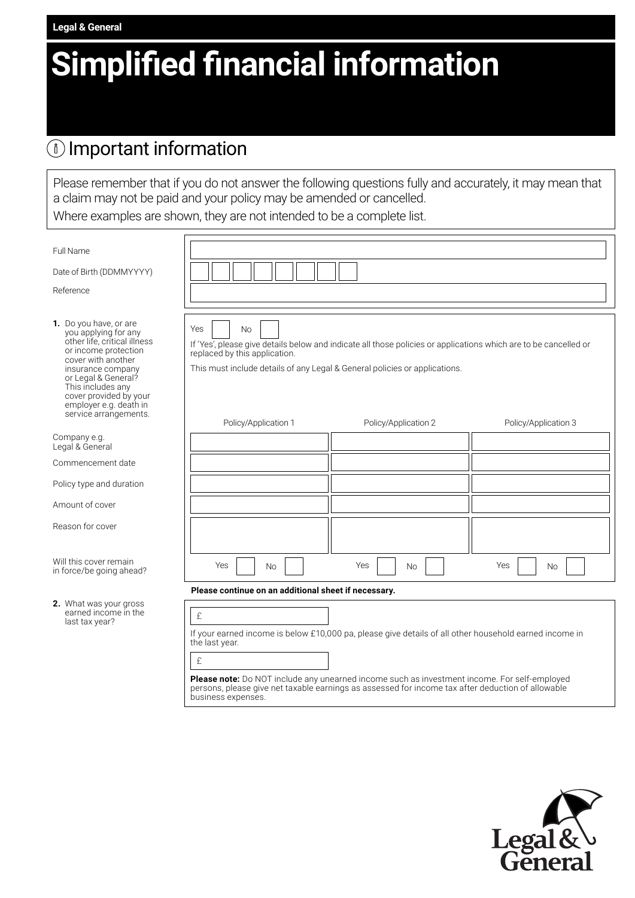Legal & General

# Simplified financial information

## Important information

Please remember that if you do not answer the following questions fully and accurately, it may mean that a claim may not be paid and your policy may be amended or cancelled.

Where examples are shown, they are not intended to be a complete list.

Full Name

Date of Birth (DDMMYYYY)

Reference

**1.** Do you have, or are you applying for any other life, critical illness or income protection cover with another insurance company or Legal & General? This includes any cover provided by your employer e.g. death in service arrangements.

Yes ☐ No ☐

If 'Yes', please give details below and indicate all those policies or applications which are to be cancelled or replaced by this application.

This must include details of any Legal & General policies or applications.

| | Policy/Application 1 | Policy/Application 2 | Policy/Application 3 |
|---|---|---|---|
| Company e.g. Legal & General | | | |
| Commencement date | | | |
| Policy type and duration | | | |
| Amount of cover | | | |
| Reason for cover | | | |
| Will this cover remain in force/be going ahead? | Yes ☐ No ☐ | Yes ☐ No ☐ | Yes ☐ No ☐ |

**Please continue on an additional sheet if necessary.**

**2.** What was your gross earned income in the last tax year?

£

If your earned income is below £10,000 pa, please give details of all other household earned income in the last year.

£

**Please note:** Do NOT include any unearned income such as investment income. For self-employed persons, please give net taxable earnings as assessed for income tax after deduction of allowable business expenses.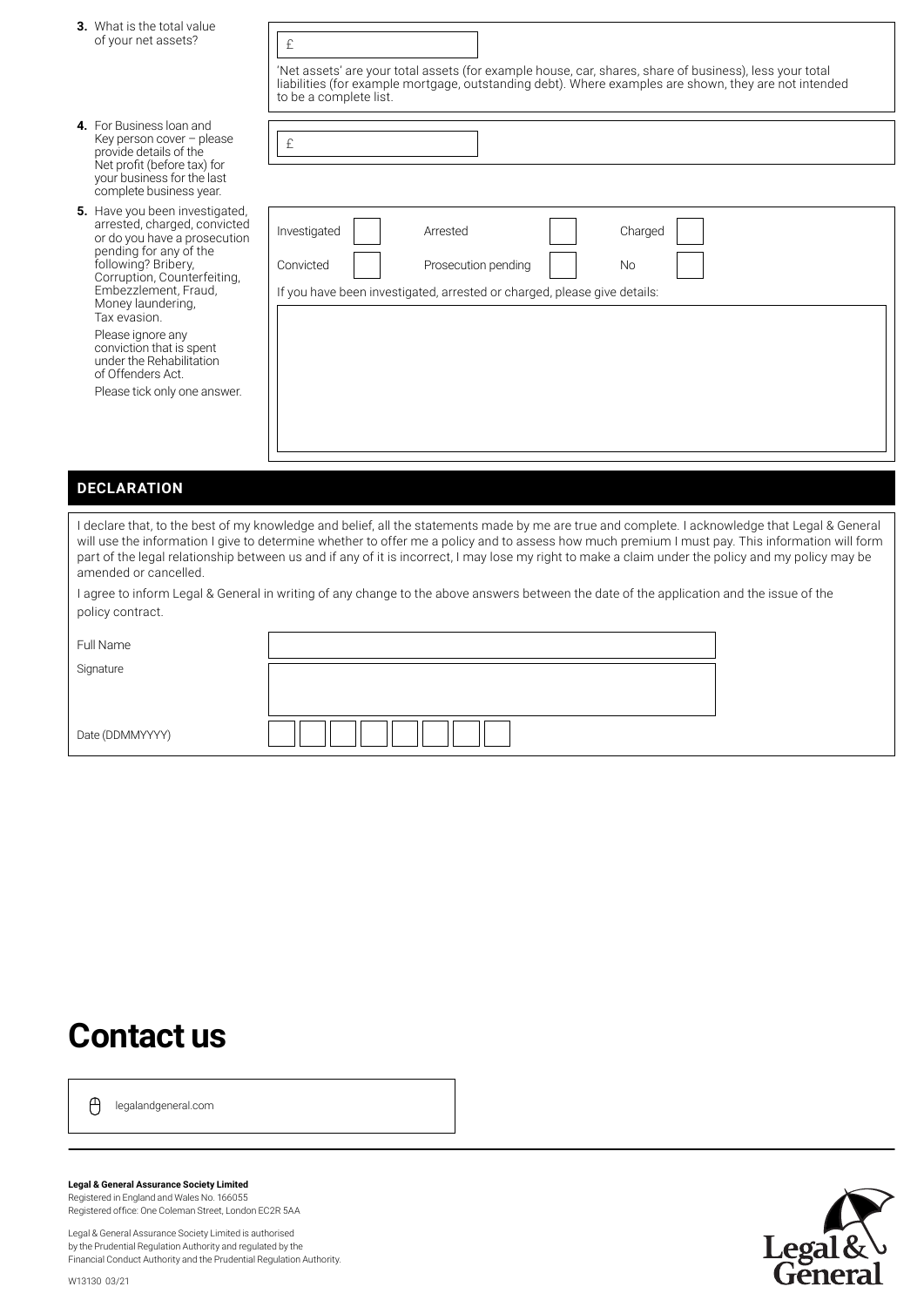**3.** What is the total value of your net assets?

£

'Net assets' are your total assets (for example house, car, shares, share of business), less your total liabilities (for example mortgage, outstanding debt). Where examples are shown, they are not intended to be a complete list.

**4.** For Business loan and Key person cover – please provide details of the Net profit (before tax) for your business for the last complete business year.

£

**5.** Have you been investigated, arrested, charged, convicted or do you have a prosecution pending for any of the following? Bribery, Corruption, Counterfeiting, Embezzlement, Fraud, Money laundering, Tax evasion.

Please ignore any conviction that is spent under the Rehabilitation of Offenders Act.

Please tick only one answer.

| | | | | | |
|---|---|---|---|---|---|
| Investigated | ☐ | Arrested | ☐ | Charged | ☐ |
| Convicted | ☐ | Prosecution pending | ☐ | No | ☐ |

If you have been investigated, arrested or charged, please give details:

## DECLARATION

I declare that, to the best of my knowledge and belief, all the statements made by me are true and complete. I acknowledge that Legal & General will use the information I give to determine whether to offer me a policy and to assess how much premium I must pay. This information will form part of the legal relationship between us and if any of it is incorrect, I may lose my right to make a claim under the policy and my policy may be amended or cancelled.

I agree to inform Legal & General in writing of any change to the above answers between the date of the application and the issue of the policy contract.

Full Name

Signature

Date (DDMMYYYY)

# Contact us

legalandgeneral.com

**Legal & General Assurance Society Limited**
Registered in England and Wales No. 166055
Registered office: One Coleman Street, London EC2R 5AA

Legal & General Assurance Society Limited is authorised by the Prudential Regulation Authority and regulated by the Financial Conduct Authority and the Prudential Regulation Authority.

W13130 03/21